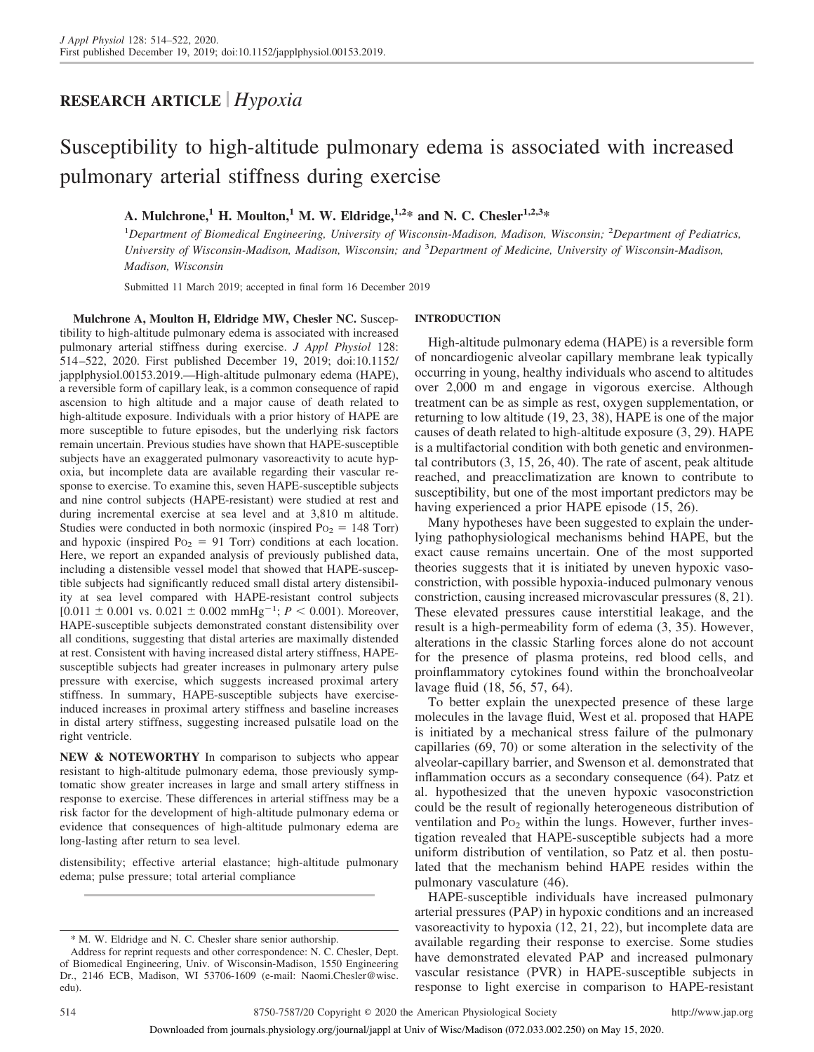## RESEARCH ARTICLE | *Hypoxia*

# Susceptibility to high-altitude pulmonary edema is associated with increased pulmonary arterial stiffness during exercise

**A. Mulchrone,[1] H. Moulton,[1] M. W. Eldridge,[1,2]* and N. C. Chesler[1,2,3]***

[1]*Department of Biomedical Engineering, University of Wisconsin-Madison, Madison, Wisconsin;* [2]*Department of Pediatrics, University of Wisconsin-Madison, Madison, Wisconsin; and* [3]*Department of Medicine, University of Wisconsin-Madison, Madison, Wisconsin*

Submitted 11 March 2019; accepted in final form 16 December 2019

**Mulchrone A, Moulton H, Eldridge MW, Chesler NC.** Susceptibility to high-altitude pulmonary edema is associated with increased pulmonary arterial stiffness during exercise. *J Appl Physiol* 128: 514–522, 2020. First published December 19, 2019; doi:10.1152/japplphysiol.00153.2019.—High-altitude pulmonary edema (HAPE), a reversible form of capillary leak, is a common consequence of rapid ascension to high altitude and a major cause of death related to high-altitude exposure. Individuals with a prior history of HAPE are more susceptible to future episodes, but the underlying risk factors remain uncertain. Previous studies have shown that HAPE-susceptible subjects have an exaggerated pulmonary vasoreactivity to acute hypoxia, but incomplete data are available regarding their vascular response to exercise. To examine this, seven HAPE-susceptible subjects and nine control subjects (HAPE-resistant) were studied at rest and during incremental exercise at sea level and at 3,810 m altitude. Studies were conducted in both normoxic (inspired $P_{O_2}$ = 148 Torr) and hypoxic (inspired $P_{O_2}$ = 91 Torr) conditions at each location. Here, we report an expanded analysis of previously published data, including a distensible vessel model that showed that HAPE-susceptible subjects had significantly reduced small distal artery distensibility at sea level compared with HAPE-resistant control subjects [0.011 ± 0.001 vs. 0.021 ± 0.002 $mmHg^{-1}$; $P < 0.001$). Moreover, HAPE-susceptible subjects demonstrated constant distensibility over all conditions, suggesting that distal arteries are maximally distended at rest. Consistent with having increased distal artery stiffness, HAPE-susceptible subjects had greater increases in pulmonary artery pulse pressure with exercise, which suggests increased proximal artery stiffness. In summary, HAPE-susceptible subjects have exercise-induced increases in proximal artery stiffness and baseline increases in distal artery stiffness, suggesting increased pulsatile load on the right ventricle.

**NEW & NOTEWORTHY** In comparison to subjects who appear resistant to high-altitude pulmonary edema, those previously symptomatic show greater increases in large and small artery stiffness in response to exercise. These differences in arterial stiffness may be a risk factor for the development of high-altitude pulmonary edema or evidence that consequences of high-altitude pulmonary edema are long-lasting after return to sea level.

distensibility; effective arterial elastance; high-altitude pulmonary edema; pulse pressure; total arterial compliance

* M. W. Eldridge and N. C. Chesler share senior authorship.

Address for reprint requests and other correspondence: N. C. Chesler, Dept. of Biomedical Engineering, Univ. of Wisconsin-Madison, 1550 Engineering Dr., 2146 ECB, Madison, WI 53706-1609 (e-mail: Naomi.Chesler@wisc.edu).

## INTRODUCTION

High-altitude pulmonary edema (HAPE) is a reversible form of noncardiogenic alveolar capillary membrane leak typically occurring in young, healthy individuals who ascend to altitudes over 2,000 m and engage in vigorous exercise. Although treatment can be as simple as rest, oxygen supplementation, or returning to low altitude (19, 23, 38), HAPE is one of the major causes of death related to high-altitude exposure (3, 29). HAPE is a multifactorial condition with both genetic and environmental contributors (3, 15, 26, 40). The rate of ascent, peak altitude reached, and preacclimatization are known to contribute to susceptibility, but one of the most important predictors may be having experienced a prior HAPE episode (15, 26).

Many hypotheses have been suggested to explain the underlying pathophysiological mechanisms behind HAPE, but the exact cause remains uncertain. One of the most supported theories suggests that it is initiated by uneven hypoxic vasoconstriction, with possible hypoxia-induced pulmonary venous constriction, causing increased microvascular pressures (8, 21). These elevated pressures cause interstitial leakage, and the result is a high-permeability form of edema (3, 35). However, alterations in the classic Starling forces alone do not account for the presence of plasma proteins, red blood cells, and proinflammatory cytokines found within the bronchoalveolar lavage fluid (18, 56, 57, 64).

To better explain the unexpected presence of these large molecules in the lavage fluid, West et al. proposed that HAPE is initiated by a mechanical stress failure of the pulmonary capillaries (69, 70) or some alteration in the selectivity of the alveolar-capillary barrier, and Swenson et al. demonstrated that inflammation occurs as a secondary consequence (64). Patz et al. hypothesized that the uneven hypoxic vasoconstriction could be the result of regionally heterogeneous distribution of ventilation and $P_{O_2}$ within the lungs. However, further investigation revealed that HAPE-susceptible subjects had a more uniform distribution of ventilation, so Patz et al. then postulated that the mechanism behind HAPE resides within the pulmonary vasculature (46).

HAPE-susceptible individuals have increased pulmonary arterial pressures (PAP) in hypoxic conditions and an increased vasoreactivity to hypoxia (12, 21, 22), but incomplete data are available regarding their response to exercise. Some studies have demonstrated elevated PAP and increased pulmonary vascular resistance (PVR) in HAPE-susceptible subjects in response to light exercise in comparison to HAPE-resistant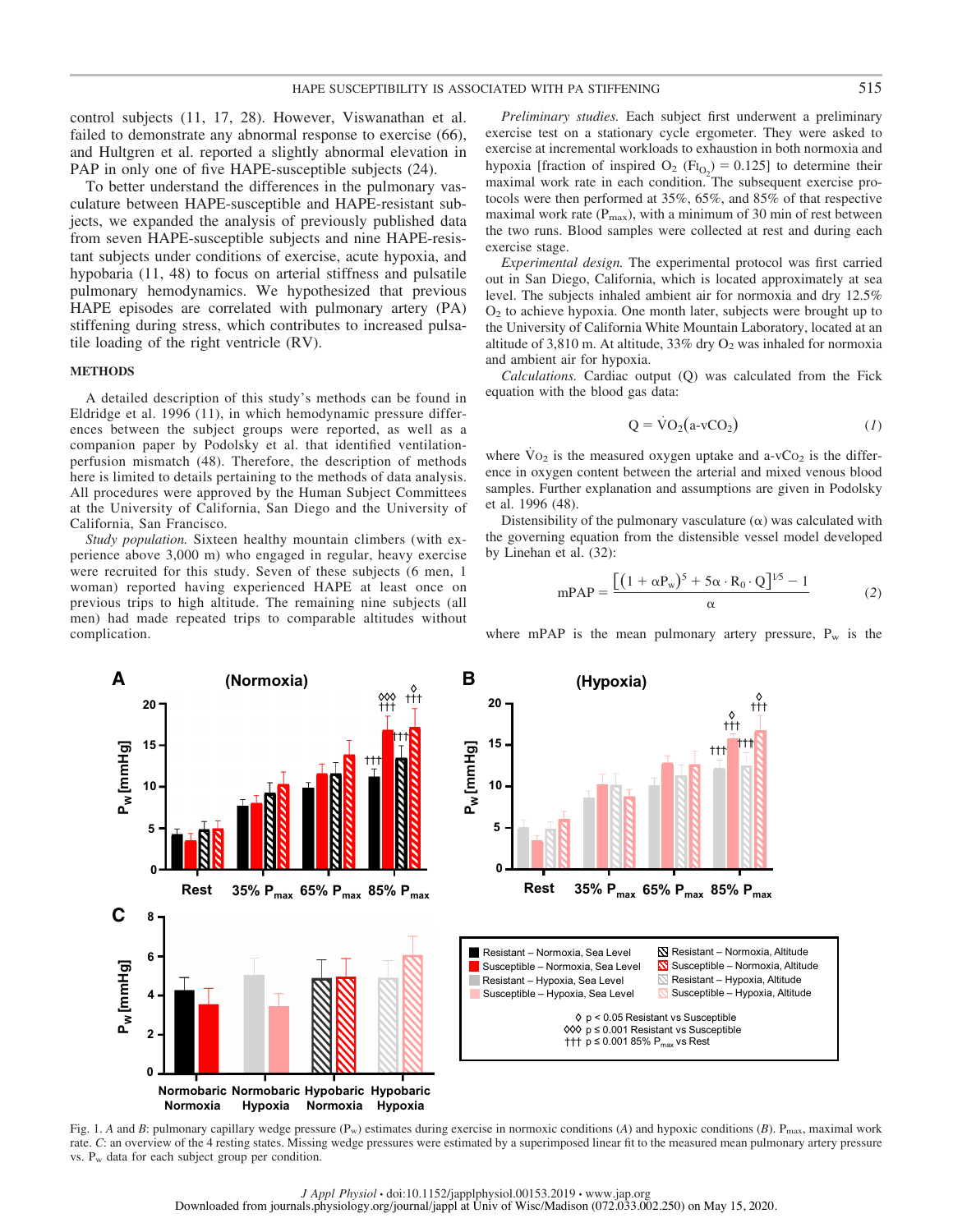control subjects (11, 17, 28). However, Viswanathan et al. failed to demonstrate any abnormal response to exercise (66), and Hultgren et al. reported a slightly abnormal elevation in PAP in only one of five HAPE-susceptible subjects (24).

To better understand the differences in the pulmonary vasculature between HAPE-susceptible and HAPE-resistant subjects, we expanded the analysis of previously published data from seven HAPE-susceptible subjects and nine HAPE-resistant subjects under conditions of exercise, acute hypoxia, and hypobaria (11, 48) to focus on arterial stiffness and pulsatile pulmonary hemodynamics. We hypothesized that previous HAPE episodes are correlated with pulmonary artery (PA) stiffening during stress, which contributes to increased pulsatile loading of the right ventricle (RV).

## METHODS

A detailed description of this study's methods can be found in Eldridge et al. 1996 (11), in which hemodynamic pressure differences between the subject groups were reported, as well as a companion paper by Podolsky et al. that identified ventilation-perfusion mismatch (48). Therefore, the description of methods here is limited to details pertaining to the methods of data analysis. All procedures were approved by the Human Subject Committees at the University of California, San Diego and the University of California, San Francisco.

*Study population.* Sixteen healthy mountain climbers (with experience above 3,000 m) who engaged in regular, heavy exercise were recruited for this study. Seven of these subjects (6 men, 1 woman) reported having experienced HAPE at least once on previous trips to high altitude. The remaining nine subjects (all men) had made repeated trips to comparable altitudes without complication.

*Preliminary studies.* Each subject first underwent a preliminary exercise test on a stationary cycle ergometer. They were asked to exercise at incremental workloads to exhaustion in both normoxia and hypoxia [fraction of inspired $O_2$ ($F_{I_{O_2}}$) = 0.125] to determine their maximal work rate in each condition. The subsequent exercise protocols were then performed at 35%, 65%, and 85% of that respective maximal work rate ($P_{max}$), with a minimum of 30 min of rest between the two runs. Blood samples were collected at rest and during each exercise stage.

*Experimental design.* The experimental protocol was first carried out in San Diego, California, which is located approximately at sea level. The subjects inhaled ambient air for normoxia and dry 12.5% $O_2$ to achieve hypoxia. One month later, subjects were brought up to the University of California White Mountain Laboratory, located at an altitude of 3,810 m. At altitude, 33% dry $O_2$ was inhaled for normoxia and ambient air for hypoxia.

*Calculations.* Cardiac output (Q) was calculated from the Fick equation with the blood gas data:

$$Q = \dot{V}O_2(a\text{-}vCO_2) \quad (1)$$

where $\dot{V}O_2$ is the measured oxygen uptake and a-v$CO_2$ is the difference in oxygen content between the arterial and mixed venous blood samples. Further explanation and assumptions are given in Podolsky et al. 1996 (48).

Distensibility of the pulmonary vasculature (α) was calculated with the governing equation from the distensible vessel model developed by Linehan et al. (32):

$$mPAP = \frac{\left[(1 + \alpha P_w)^5 + 5\alpha \cdot R_0 \cdot Q\right]^{1/5} - 1}{\alpha} \quad (2)$$

where mPAP is the mean pulmonary artery pressure, $P_w$ is the

Fig. 1. *A* and *B*: pulmonary capillary wedge pressure ($P_w$) estimates during exercise in normoxic conditions (*A*) and hypoxic conditions (*B*). $P_{max}$, maximal work rate. *C*: an overview of the 4 resting states. Missing wedge pressures were estimated by a superimposed linear fit to the measured mean pulmonary artery pressure vs. $P_w$ data for each subject group per condition.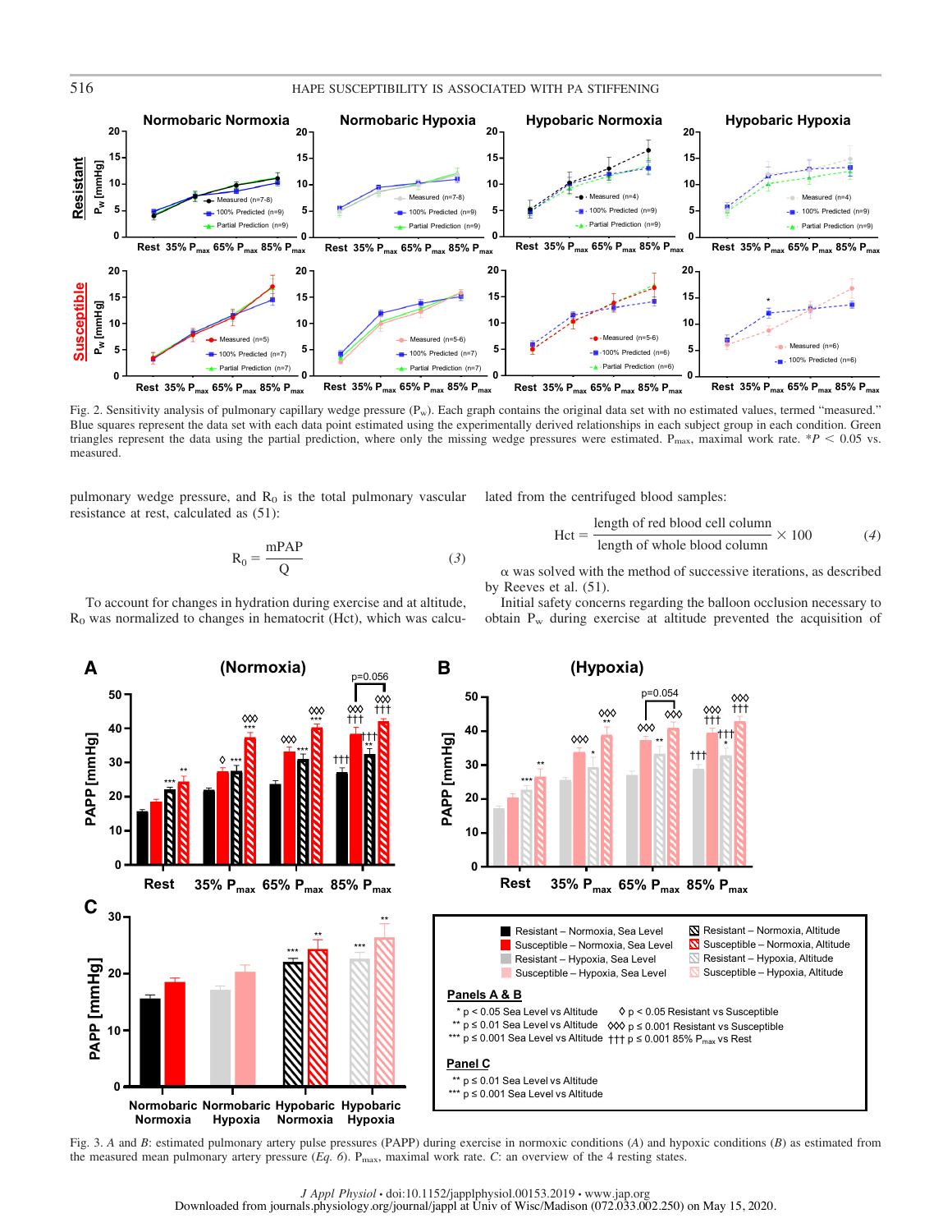Fig. 2. Sensitivity analysis of pulmonary capillary wedge pressure ($P_w$). Each graph contains the original data set with no estimated values, termed "measured." Blue squares represent the data set with each data point estimated using the experimentally derived relationships in each subject group in each condition. Green triangles represent the data using the partial prediction, where only the missing wedge pressures were estimated. $P_{max}$, maximal work rate. *$P < 0.05$ vs. measured.

pulmonary wedge pressure, and $R_0$ is the total pulmonary vascular resistance at rest, calculated as (51):

$$R_0 = \frac{\text{mPAP}}{\text{Q}} \tag{3}$$

To account for changes in hydration during exercise and at altitude, $R_0$ was normalized to changes in hematocrit (Hct), which was calculated from the centrifuged blood samples:

$$\text{Hct} = \frac{\text{length of red blood cell column}}{\text{length of whole blood column}} \times 100 \tag{4}$$

α was solved with the method of successive iterations, as described by Reeves et al. (51).

Initial safety concerns regarding the balloon occlusion necessary to obtain $P_w$ during exercise at altitude prevented the acquisition of

Fig. 3. *A* and *B*: estimated pulmonary artery pulse pressures (PAPP) during exercise in normoxic conditions (*A*) and hypoxic conditions (*B*) as estimated from the measured mean pulmonary artery pressure (*Eq. 6*). $P_{max}$, maximal work rate. *C*: an overview of the 4 resting states.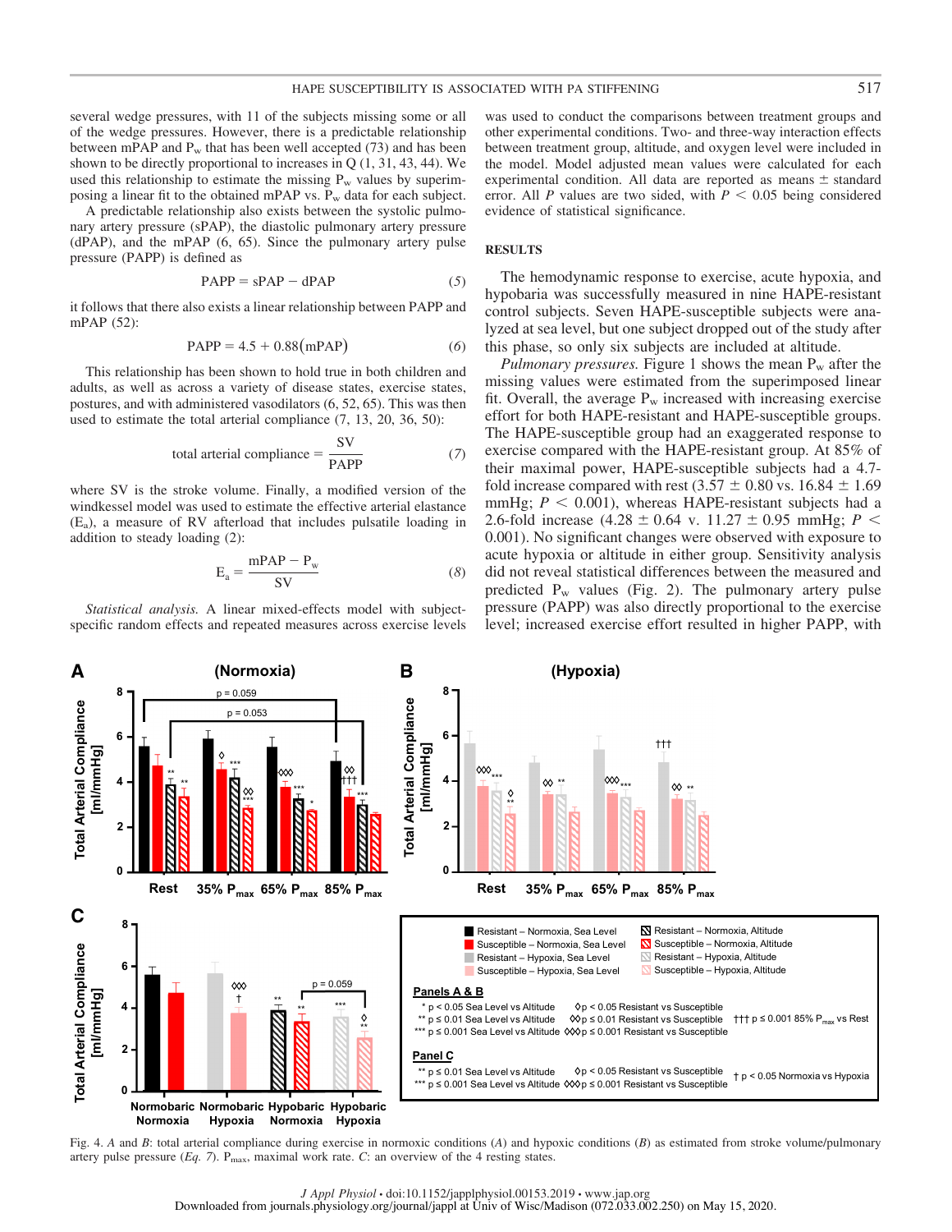several wedge pressures, with 11 of the subjects missing some or all of the wedge pressures. However, there is a predictable relationship between mPAP and $P_w$ that has been well accepted (73) and has been shown to be directly proportional to increases in Q (1, 31, 43, 44). We used this relationship to estimate the missing $P_w$ values by superimposing a linear fit to the obtained mPAP vs. $P_w$ data for each subject.

A predictable relationship also exists between the systolic pulmonary artery pressure (sPAP), the diastolic pulmonary artery pressure (dPAP), and the mPAP (6, 65). Since the pulmonary artery pulse pressure (PAPP) is defined as

$$\text{PAPP} = \text{sPAP} - \text{dPAP} \tag{5}$$

it follows that there also exists a linear relationship between PAPP and mPAP (52):

$$\text{PAPP} = 4.5 + 0.88(\text{mPAP}) \tag{6}$$

This relationship has been shown to hold true in both children and adults, as well as across a variety of disease states, exercise states, postures, and with administered vasodilators (6, 52, 65). This was then used to estimate the total arterial compliance (7, 13, 20, 36, 50):

$$\text{total arterial compliance} = \frac{\text{SV}}{\text{PAPP}} \tag{7}$$

where SV is the stroke volume. Finally, a modified version of the windkessel model was used to estimate the effective arterial elastance ($E_a$), a measure of RV afterload that includes pulsatile loading in addition to steady loading (2):

$$E_a = \frac{\text{mPAP} - P_w}{\text{SV}} \tag{8}$$

*Statistical analysis.* A linear mixed-effects model with subject-specific random effects and repeated measures across exercise levels was used to conduct the comparisons between treatment groups and other experimental conditions. Two- and three-way interaction effects between treatment group, altitude, and oxygen level were included in the model. Model adjusted mean values were calculated for each experimental condition. All data are reported as means ± standard error. All $P$ values are two sided, with $P < 0.05$ being considered evidence of statistical significance.

## RESULTS

The hemodynamic response to exercise, acute hypoxia, and hypobaria was successfully measured in nine HAPE-resistant control subjects. Seven HAPE-susceptible subjects were analyzed at sea level, but one subject dropped out of the study after this phase, so only six subjects are included at altitude.

*Pulmonary pressures.* Figure 1 shows the mean $P_w$ after the missing values were estimated from the superimposed linear fit. Overall, the average $P_w$ increased with increasing exercise effort for both HAPE-resistant and HAPE-susceptible groups. The HAPE-susceptible group had an exaggerated response to exercise compared with the HAPE-resistant group. At 85% of their maximal power, HAPE-susceptible subjects had a 4.7-fold increase compared with rest (3.57 ± 0.80 vs. 16.84 ± 1.69 mmHg; $P < 0.001$), whereas HAPE-resistant subjects had a 2.6-fold increase (4.28 ± 0.64 v. 11.27 ± 0.95 mmHg; $P < 0.001$). No significant changes were observed with exposure to acute hypoxia or altitude in either group. Sensitivity analysis did not reveal statistical differences between the measured and predicted $P_w$ values (Fig. 2). The pulmonary artery pulse pressure (PAPP) was also directly proportional to the exercise level; increased exercise effort resulted in higher PAPP, with

Fig. 4. *A* and *B*: total arterial compliance during exercise in normoxic conditions (*A*) and hypoxic conditions (*B*) as estimated from stroke volume/pulmonary artery pulse pressure (*Eq. 7*). $P_{max}$, maximal work rate. *C*: an overview of the 4 resting states.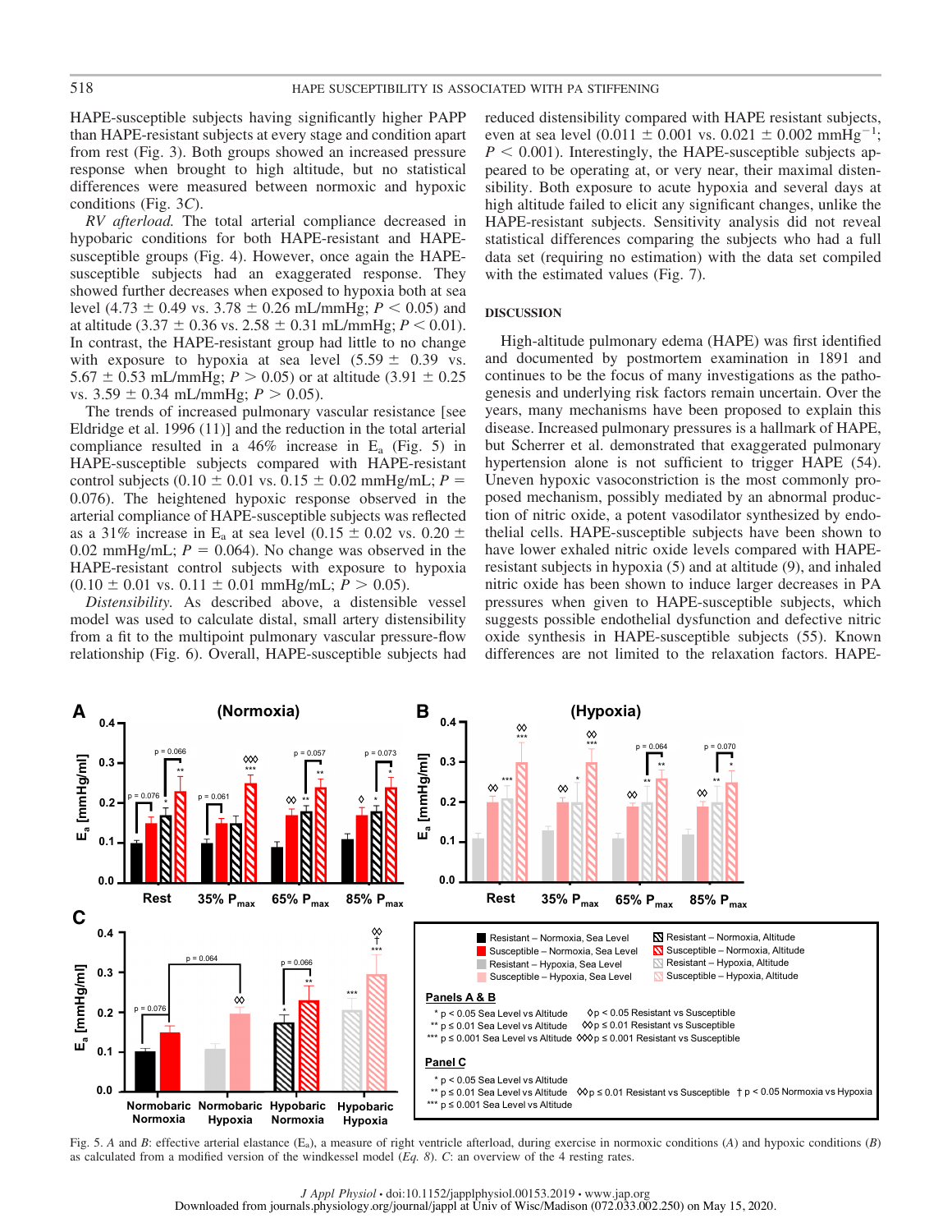HAPE-susceptible subjects having significantly higher PAPP than HAPE-resistant subjects at every stage and condition apart from rest (Fig. 3). Both groups showed an increased pressure response when brought to high altitude, but no statistical differences were measured between normoxic and hypoxic conditions (Fig. 3*C*).

*RV afterload.* The total arterial compliance decreased in hypobaric conditions for both HAPE-resistant and HAPE-susceptible groups (Fig. 4). However, once again the HAPE-susceptible subjects had an exaggerated response. They showed further decreases when exposed to hypoxia both at sea level (4.73 ± 0.49 vs. 3.78 ± 0.26 mL/mmHg; $P < 0.05$) and at altitude (3.37 ± 0.36 vs. 2.58 ± 0.31 mL/mmHg; $P < 0.01$). In contrast, the HAPE-resistant group had little to no change with exposure to hypoxia at sea level (5.59 ± 0.39 vs. 5.67 ± 0.53 mL/mmHg; $P > 0.05$) or at altitude (3.91 ± 0.25 vs. 3.59 ± 0.34 mL/mmHg; $P > 0.05$).

The trends of increased pulmonary vascular resistance [see Eldridge et al. 1996 (11)] and the reduction in the total arterial compliance resulted in a 46% increase in $E_a$ (Fig. 5) in HAPE-susceptible subjects compared with HAPE-resistant control subjects (0.10 ± 0.01 vs. 0.15 ± 0.02 mmHg/mL; $P = 0.076$). The heightened hypoxic response observed in the arterial compliance of HAPE-susceptible subjects was reflected as a 31% increase in $E_a$ at sea level (0.15 ± 0.02 vs. 0.20 ± 0.02 mmHg/mL; $P = 0.064$). No change was observed in the HAPE-resistant control subjects with exposure to hypoxia (0.10 ± 0.01 vs. 0.11 ± 0.01 mmHg/mL; $P > 0.05$).

*Distensibility.* As described above, a distensible vessel model was used to calculate distal, small artery distensibility from a fit to the multipoint pulmonary vascular pressure-flow relationship (Fig. 6). Overall, HAPE-susceptible subjects had reduced distensibility compared with HAPE resistant subjects, even at sea level (0.011 ± 0.001 vs. 0.021 ± 0.002 $mmHg^{-1}$; $P < 0.001$). Interestingly, the HAPE-susceptible subjects appeared to be operating at, or very near, their maximal distensibility. Both exposure to acute hypoxia and several days at high altitude failed to elicit any significant changes, unlike the HAPE-resistant subjects. Sensitivity analysis did not reveal statistical differences comparing the subjects who had a full data set (requiring no estimation) with the data set compiled with the estimated values (Fig. 7).

## DISCUSSION

High-altitude pulmonary edema (HAPE) was first identified and documented by postmortem examination in 1891 and continues to be the focus of many investigations as the pathogenesis and underlying risk factors remain uncertain. Over the years, many mechanisms have been proposed to explain this disease. Increased pulmonary pressures is a hallmark of HAPE, but Scherrer et al. demonstrated that exaggerated pulmonary hypertension alone is not sufficient to trigger HAPE (54). Uneven hypoxic vasoconstriction is the most commonly proposed mechanism, possibly mediated by an abnormal production of nitric oxide, a potent vasodilator synthesized by endothelial cells. HAPE-susceptible subjects have been shown to have lower exhaled nitric oxide levels compared with HAPE-resistant subjects in hypoxia (5) and at altitude (9), and inhaled nitric oxide has been shown to induce larger decreases in PA pressures when given to HAPE-susceptible subjects, which suggests possible endothelial dysfunction and defective nitric oxide synthesis in HAPE-susceptible subjects (55). Known differences are not limited to the relaxation factors. HAPE-

Fig. 5. *A* and *B*: effective arterial elastance ($E_a$), a measure of right ventricle afterload, during exercise in normoxic conditions (*A*) and hypoxic conditions (*B*) as calculated from a modified version of the windkessel model (*Eq. 8*). *C*: an overview of the 4 resting rates.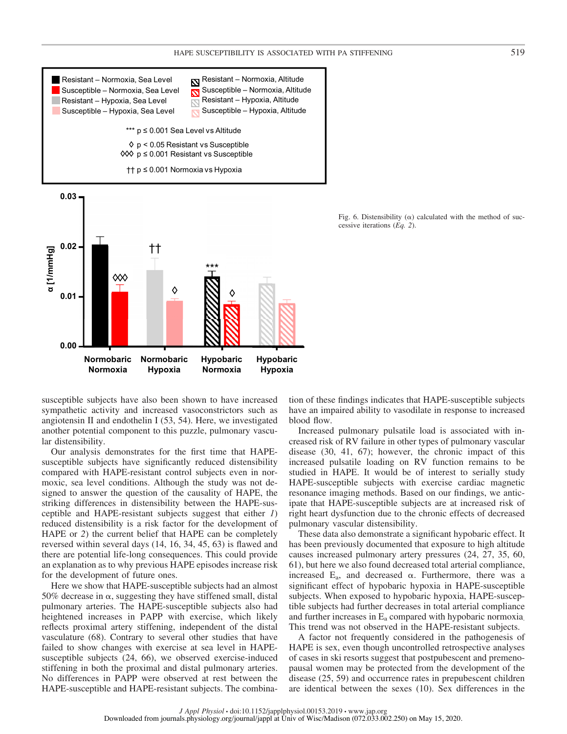Fig. 6. Distensibility (α) calculated with the method of successive iterations (*Eq. 2*).

susceptible subjects have also been shown to have increased sympathetic activity and increased vasoconstrictors such as angiotensin II and endothelin I (53, 54). Here, we investigated another potential component to this puzzle, pulmonary vascular distensibility.

Our analysis demonstrates for the first time that HAPE-susceptible subjects have significantly reduced distensibility compared with HAPE-resistant control subjects even in normoxic, sea level conditions. Although the study was not designed to answer the question of the causality of HAPE, the striking differences in distensibility between the HAPE-susceptible and HAPE-resistant subjects suggest that either *1*) reduced distensibility is a risk factor for the development of HAPE or *2*) the current belief that HAPE can be completely reversed within several days (14, 16, 34, 45, 63) is flawed and there are potential life-long consequences. This could provide an explanation as to why previous HAPE episodes increase risk for the development of future ones.

Here we show that HAPE-susceptible subjects had an almost 50% decrease in α, suggesting they have stiffened small, distal pulmonary arteries. The HAPE-susceptible subjects also had heightened increases in PAPP with exercise, which likely reflects proximal artery stiffening, independent of the distal vasculature (68). Contrary to several other studies that have failed to show changes with exercise at sea level in HAPE-susceptible subjects (24, 66), we observed exercise-induced stiffening in both the proximal and distal pulmonary arteries. No differences in PAPP were observed at rest between the HAPE-susceptible and HAPE-resistant subjects. The combination of these findings indicates that HAPE-susceptible subjects have an impaired ability to vasodilate in response to increased blood flow.

Increased pulmonary pulsatile load is associated with increased risk of RV failure in other types of pulmonary vascular disease (30, 41, 67); however, the chronic impact of this increased pulsatile loading on RV function remains to be studied in HAPE. It would be of interest to serially study HAPE-susceptible subjects with exercise cardiac magnetic resonance imaging methods. Based on our findings, we anticipate that HAPE-susceptible subjects are at increased risk of right heart dysfunction due to the chronic effects of decreased pulmonary vascular distensibility.

These data also demonstrate a significant hypobaric effect. It has been previously documented that exposure to high altitude causes increased pulmonary artery pressures (24, 27, 35, 60, 61), but here we also found decreased total arterial compliance, increased $E_a$, and decreased α. Furthermore, there was a significant effect of hypobaric hypoxia in HAPE-susceptible subjects. When exposed to hypobaric hypoxia, HAPE-susceptible subjects had further decreases in total arterial compliance and further increases in $E_a$ compared with hypobaric normoxia. This trend was not observed in the HAPE-resistant subjects.

A factor not frequently considered in the pathogenesis of HAPE is sex, even though uncontrolled retrospective analyses of cases in ski resorts suggest that postpubescent and premenopausal women may be protected from the development of the disease (25, 59) and occurrence rates in prepubescent children are identical between the sexes (10). Sex differences in the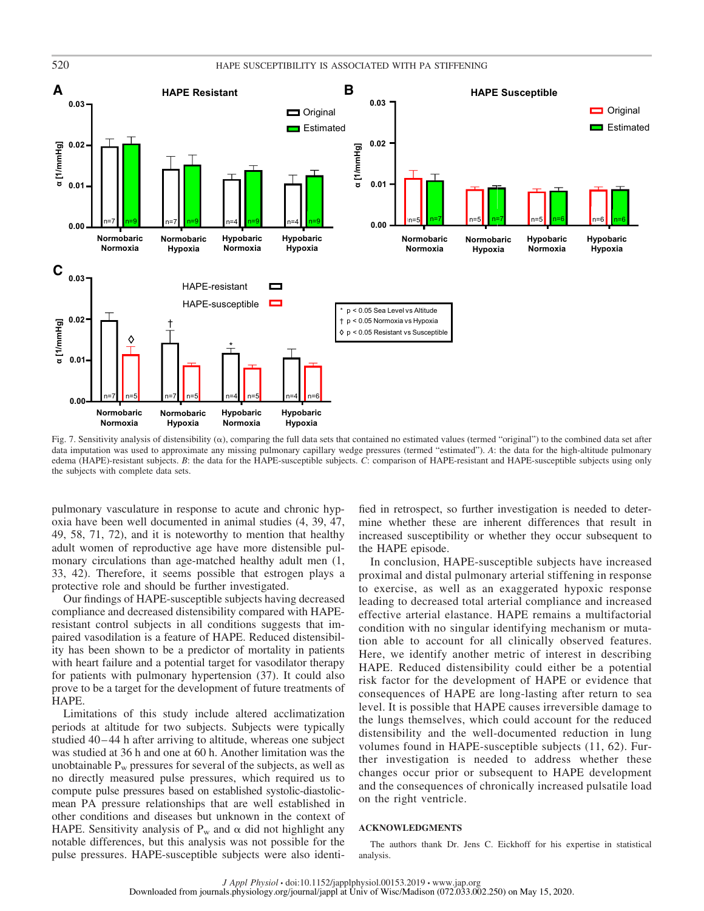Fig. 7. Sensitivity analysis of distensibility (α), comparing the full data sets that contained no estimated values (termed "original") to the combined data set after data imputation was used to approximate any missing pulmonary capillary wedge pressures (termed "estimated"). *A*: the data for the high-altitude pulmonary edema (HAPE)-resistant subjects. *B*: the data for the HAPE-susceptible subjects. *C*: comparison of HAPE-resistant and HAPE-susceptible subjects using only the subjects with complete data sets.

pulmonary vasculature in response to acute and chronic hypoxia have been well documented in animal studies (4, 39, 47, 49, 58, 71, 72), and it is noteworthy to mention that healthy adult women of reproductive age have more distensible pulmonary circulations than age-matched healthy adult men (1, 33, 42). Therefore, it seems possible that estrogen plays a protective role and should be further investigated.

Our findings of HAPE-susceptible subjects having decreased compliance and decreased distensibility compared with HAPE-resistant control subjects in all conditions suggests that impaired vasodilation is a feature of HAPE. Reduced distensibility has been shown to be a predictor of mortality in patients with heart failure and a potential target for vasodilator therapy for patients with pulmonary hypertension (37). It could also prove to be a target for the development of future treatments of HAPE.

Limitations of this study include altered acclimatization periods at altitude for two subjects. Subjects were typically studied 40–44 h after arriving to altitude, whereas one subject was studied at 36 h and one at 60 h. Another limitation was the unobtainable $P_w$ pressures for several of the subjects, as well as no directly measured pulse pressures, which required us to compute pulse pressures based on established systolic-diastolic-mean PA pressure relationships that are well established in other conditions and diseases but unknown in the context of HAPE. Sensitivity analysis of $P_w$ and α did not highlight any notable differences, but this analysis was not possible for the pulse pressures. HAPE-susceptible subjects were also identified in retrospect, so further investigation is needed to determine whether these are inherent differences that result in increased susceptibility or whether they occur subsequent to the HAPE episode.

In conclusion, HAPE-susceptible subjects have increased proximal and distal pulmonary arterial stiffening in response to exercise, as well as an exaggerated hypoxic response leading to decreased total arterial compliance and increased effective arterial elastance. HAPE remains a multifactorial condition with no singular identifying mechanism or mutation able to account for all clinically observed features. Here, we identify another metric of interest in describing HAPE. Reduced distensibility could either be a potential risk factor for the development of HAPE or evidence that consequences of HAPE are long-lasting after return to sea level. It is possible that HAPE causes irreversible damage to the lungs themselves, which could account for the reduced distensibility and the well-documented reduction in lung volumes found in HAPE-susceptible subjects (11, 62). Further investigation is needed to address whether these changes occur prior or subsequent to HAPE development and the consequences of chronically increased pulsatile load on the right ventricle.

## ACKNOWLEDGMENTS

The authors thank Dr. Jens C. Eickhoff for his expertise in statistical analysis.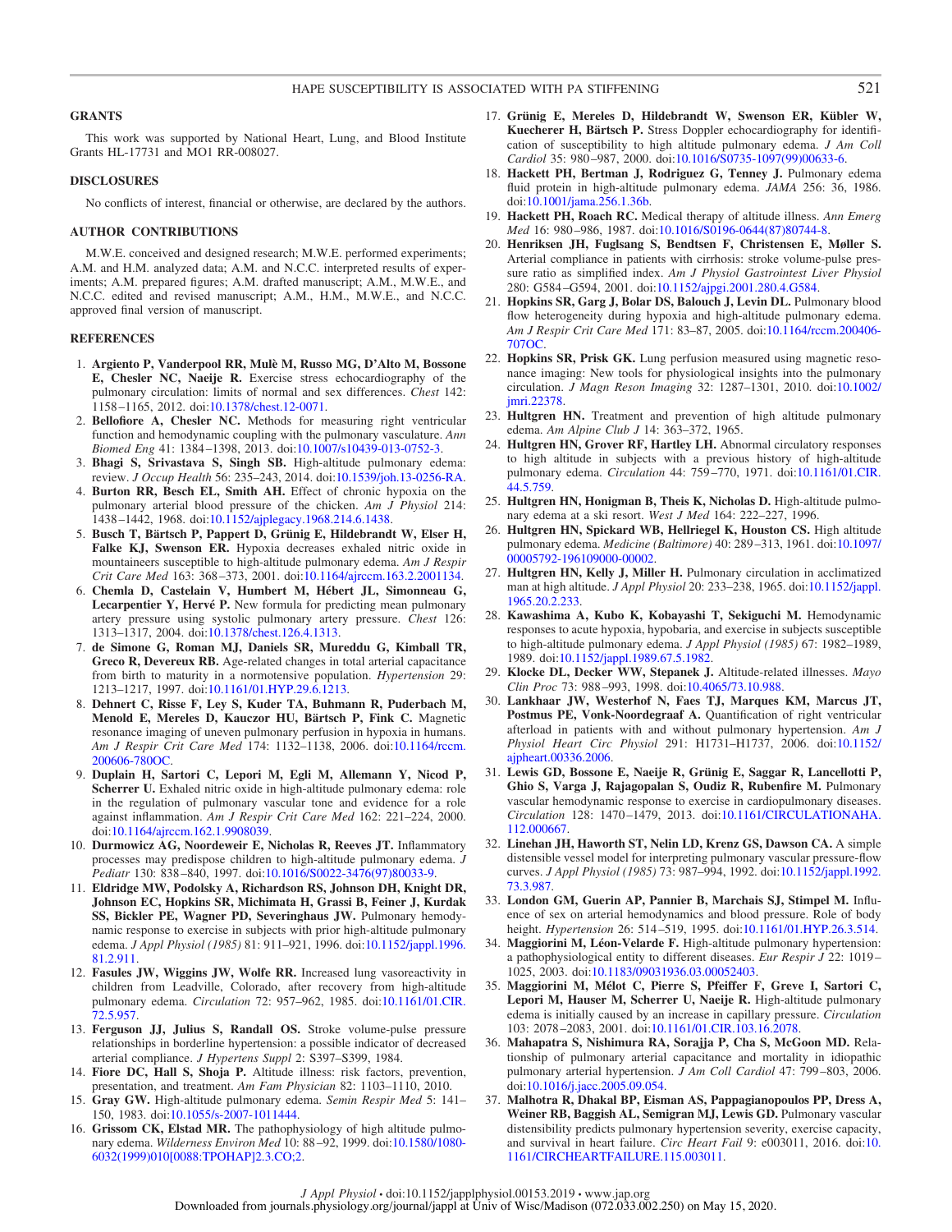## GRANTS

This work was supported by National Heart, Lung, and Blood Institute Grants HL-17731 and MO1 RR-008027.

## DISCLOSURES

No conflicts of interest, financial or otherwise, are declared by the authors.

## AUTHOR CONTRIBUTIONS

M.W.E. conceived and designed research; M.W.E. performed experiments; A.M. and H.M. analyzed data; A.M. and N.C.C. interpreted results of experiments; A.M. prepared figures; A.M. drafted manuscript; A.M., M.W.E., and N.C.C. edited and revised manuscript; A.M., H.M., M.W.E., and N.C.C. approved final version of manuscript.

## REFERENCES

1. **Argiento P, Vanderpool RR, Mulè M, Russo MG, D'Alto M, Bossone E, Chesler NC, Naeije R.** Exercise stress echocardiography of the pulmonary circulation: limits of normal and sex differences. *Chest* 142: 1158–1165, 2012. doi:10.1378/chest.12-0071.
2. **Bellofiore A, Chesler NC.** Methods for measuring right ventricular function and hemodynamic coupling with the pulmonary vasculature. *Ann Biomed Eng* 41: 1384–1398, 2013. doi:10.1007/s10439-013-0752-3.
3. **Bhagi S, Srivastava S, Singh SB.** High-altitude pulmonary edema: review. *J Occup Health* 56: 235–243, 2014. doi:10.1539/joh.13-0256-RA.
4. **Burton RR, Besch EL, Smith AH.** Effect of chronic hypoxia on the pulmonary arterial blood pressure of the chicken. *Am J Physiol* 214: 1438–1442, 1968. doi:10.1152/ajplegacy.1968.214.6.1438.
5. **Busch T, Bärtsch P, Pappert D, Grünig E, Hildebrandt W, Elser H, Falke KJ, Swenson ER.** Hypoxia decreases exhaled nitric oxide in mountaineers susceptible to high-altitude pulmonary edema. *Am J Respir Crit Care Med* 163: 368–373, 2001. doi:10.1164/ajrccm.163.2.2001134.
6. **Chemla D, Castelain V, Humbert M, Hébert JL, Simonneau G, Lecarpentier Y, Hervé P.** New formula for predicting mean pulmonary artery pressure using systolic pulmonary artery pressure. *Chest* 126: 1313–1317, 2004. doi:10.1378/chest.126.4.1313.
7. **de Simone G, Roman MJ, Daniels SR, Mureddu G, Kimball TR, Greco R, Devereux RB.** Age-related changes in total arterial capacitance from birth to maturity in a normotensive population. *Hypertension* 29: 1213–1217, 1997. doi:10.1161/01.HYP.29.6.1213.
8. **Dehnert C, Risse F, Ley S, Kuder TA, Buhmann R, Puderbach M, Menold E, Mereles D, Kauczor HU, Bärtsch P, Fink C.** Magnetic resonance imaging of uneven pulmonary perfusion in hypoxia in humans. *Am J Respir Crit Care Med* 174: 1132–1138, 2006. doi:10.1164/rccm.200606-780OC.
9. **Duplain H, Sartori C, Lepori M, Egli M, Allemann Y, Nicod P, Scherrer U.** Exhaled nitric oxide in high-altitude pulmonary edema: role in the regulation of pulmonary vascular tone and evidence for a role against inflammation. *Am J Respir Crit Care Med* 162: 221–224, 2000. doi:10.1164/ajrccm.162.1.9908039.
10. **Durmowicz AG, Noordeweir E, Nicholas R, Reeves JT.** Inflammatory processes may predispose children to high-altitude pulmonary edema. *J Pediatr* 130: 838–840, 1997. doi:10.1016/S0022-3476(97)80033-9.
11. **Eldridge MW, Podolsky A, Richardson RS, Johnson DH, Knight DR, Johnson EC, Hopkins SR, Michimata H, Grassi B, Feiner J, Kurdak SS, Bickler PE, Wagner PD, Severinghaus JW.** Pulmonary hemodynamic response to exercise in subjects with prior high-altitude pulmonary edema. *J Appl Physiol (1985)* 81: 911–921, 1996. doi:10.1152/jappl.1996.81.2.911.
12. **Fasules JW, Wiggins JW, Wolfe RR.** Increased lung vasoreactivity in children from Leadville, Colorado, after recovery from high-altitude pulmonary edema. *Circulation* 72: 957–962, 1985. doi:10.1161/01.CIR.72.5.957.
13. **Ferguson JJ, Julius S, Randall OS.** Stroke volume-pulse pressure relationships in borderline hypertension: a possible indicator of decreased arterial compliance. *J Hypertens Suppl* 2: S397–S399, 1984.
14. **Fiore DC, Hall S, Shoja P.** Altitude illness: risk factors, prevention, presentation, and treatment. *Am Fam Physician* 82: 1103–1110, 2010.
15. **Gray GW.** High-altitude pulmonary edema. *Semin Respir Med* 5: 141–150, 1983. doi:10.1055/s-2007-1011444.
16. **Grissom CK, Elstad MR.** The pathophysiology of high altitude pulmonary edema. *Wilderness Environ Med* 10: 88–92, 1999. doi:10.1580/1080-6032(1999)010[0088:TPOHAP]2.3.CO;2.
17. **Grünig E, Mereles D, Hildebrandt W, Swenson ER, Kübler W, Kuecherer H, Bärtsch P.** Stress Doppler echocardiography for identification of susceptibility to high altitude pulmonary edema. *J Am Coll Cardiol* 35: 980–987, 2000. doi:10.1016/S0735-1097(99)00633-6.
18. **Hackett PH, Bertman J, Rodriguez G, Tenney J.** Pulmonary edema fluid protein in high-altitude pulmonary edema. *JAMA* 256: 36, 1986. doi:10.1001/jama.256.1.36b.
19. **Hackett PH, Roach RC.** Medical therapy of altitude illness. *Ann Emerg Med* 16: 980–986, 1987. doi:10.1016/S0196-0644(87)80744-8.
20. **Henriksen JH, Fuglsang S, Bendtsen F, Christensen E, Møller S.** Arterial compliance in patients with cirrhosis: stroke volume-pulse pressure ratio as simplified index. *Am J Physiol Gastrointest Liver Physiol* 280: G584–G594, 2001. doi:10.1152/ajpgi.2001.280.4.G584.
21. **Hopkins SR, Garg J, Bolar DS, Balouch J, Levin DL.** Pulmonary blood flow heterogeneity during hypoxia and high-altitude pulmonary edema. *Am J Respir Crit Care Med* 171: 83–87, 2005. doi:10.1164/rccm.200406-707OC.
22. **Hopkins SR, Prisk GK.** Lung perfusion measured using magnetic resonance imaging: New tools for physiological insights into the pulmonary circulation. *J Magn Reson Imaging* 32: 1287–1301, 2010. doi:10.1002/jmri.22378.
23. **Hultgren HN.** Treatment and prevention of high altitude pulmonary edema. *Am Alpine Club J* 14: 363–372, 1965.
24. **Hultgren HN, Grover RF, Hartley LH.** Abnormal circulatory responses to high altitude in subjects with a previous history of high-altitude pulmonary edema. *Circulation* 44: 759–770, 1971. doi:10.1161/01.CIR.44.5.759.
25. **Hultgren HN, Honigman B, Theis K, Nicholas D.** High-altitude pulmonary edema at a ski resort. *West J Med* 164: 222–227, 1996.
26. **Hultgren HN, Spickard WB, Hellriegel K, Houston CS.** High altitude pulmonary edema. *Medicine (Baltimore)* 40: 289–313, 1961. doi:10.1097/00005792-196109000-00002.
27. **Hultgren HN, Kelly J, Miller H.** Pulmonary circulation in acclimatized man at high altitude. *J Appl Physiol* 20: 233–238, 1965. doi:10.1152/jappl.1965.20.2.233.
28. **Kawashima A, Kubo K, Kobayashi T, Sekiguchi M.** Hemodynamic responses to acute hypoxia, hypobaria, and exercise in subjects susceptible to high-altitude pulmonary edema. *J Appl Physiol (1985)* 67: 1982–1989, 1989. doi:10.1152/jappl.1989.67.5.1982.
29. **Klocke DL, Decker WW, Stepanek J.** Altitude-related illnesses. *Mayo Clin Proc* 73: 988–993, 1998. doi:10.4065/73.10.988.
30. **Lankhaar JW, Westerhof N, Faes TJ, Marques KM, Marcus JT, Postmus PE, Vonk-Noordegraaf A.** Quantification of right ventricular afterload in patients with and without pulmonary hypertension. *Am J Physiol Heart Circ Physiol* 291: H1731–H1737, 2006. doi:10.1152/ajpheart.00336.2006.
31. **Lewis GD, Bossone E, Naeije R, Grünig E, Saggar R, Lancellotti P, Ghio S, Varga J, Rajagopalan S, Oudiz R, Rubenfire M.** Pulmonary vascular hemodynamic response to exercise in cardiopulmonary diseases. *Circulation* 128: 1470–1479, 2013. doi:10.1161/CIRCULATIONAHA.112.000667.
32. **Linehan JH, Haworth ST, Nelin LD, Krenz GS, Dawson CA.** A simple distensible vessel model for interpreting pulmonary vascular pressure-flow curves. *J Appl Physiol (1985)* 73: 987–994, 1992. doi:10.1152/jappl.1992.73.3.987.
33. **London GM, Guerin AP, Pannier B, Marchais SJ, Stimpel M.** Influence of sex on arterial hemodynamics and blood pressure. Role of body height. *Hypertension* 26: 514–519, 1995. doi:10.1161/01.HYP.26.3.514.
34. **Maggiorini M, Léon-Velarde F.** High-altitude pulmonary hypertension: a pathophysiological entity to different diseases. *Eur Respir J* 22: 1019–1025, 2003. doi:10.1183/09031936.03.00052403.
35. **Maggiorini M, Mélot C, Pierre S, Pfeiffer F, Greve I, Sartori C, Lepori M, Hauser M, Scherrer U, Naeije R.** High-altitude pulmonary edema is initially caused by an increase in capillary pressure. *Circulation* 103: 2078–2083, 2001. doi:10.1161/01.CIR.103.16.2078.
36. **Mahapatra S, Nishimura RA, Sorajja P, Cha S, McGoon MD.** Relationship of pulmonary arterial capacitance and mortality in idiopathic pulmonary arterial hypertension. *J Am Coll Cardiol* 47: 799–803, 2006. doi:10.1016/j.jacc.2005.09.054.
37. **Malhotra R, Dhakal BP, Eisman AS, Pappagianopoulos PP, Dress A, Weiner RB, Baggish AL, Semigran MJ, Lewis GD.** Pulmonary vascular distensibility predicts pulmonary hypertension severity, exercise capacity, and survival in heart failure. *Circ Heart Fail* 9: e003011, 2016. doi:10.1161/CIRCHEARTFAILURE.115.003011.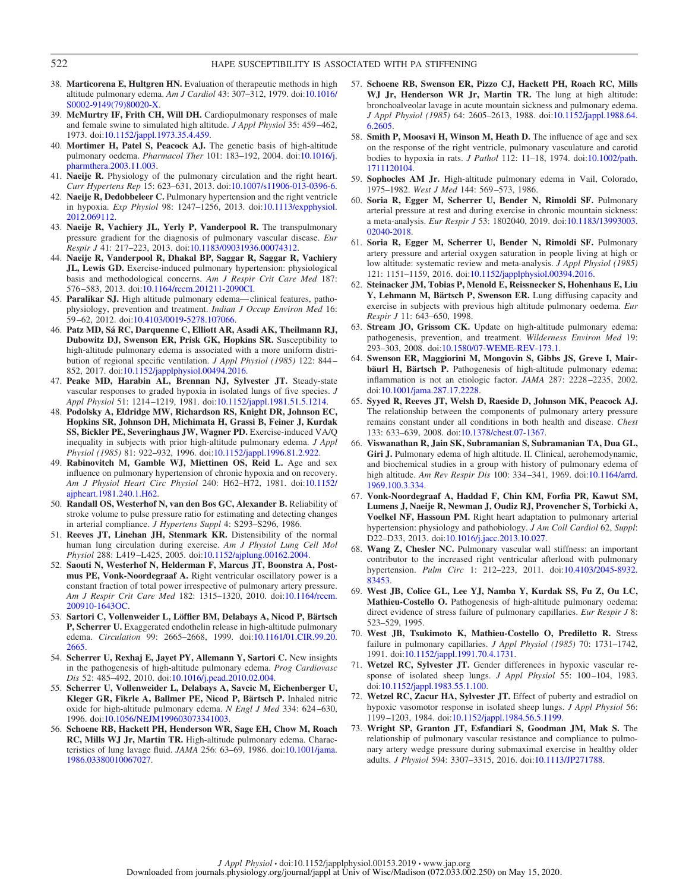38. **Marticorena E, Hultgren HN.** Evaluation of therapeutic methods in high altitude pulmonary edema. *Am J Cardiol* 43: 307–312, 1979. doi:10.1016/S0002-9149(79)80020-X.
39. **McMurtry IF, Frith CH, Will DH.** Cardiopulmonary responses of male and female swine to simulated high altitude. *J Appl Physiol* 35: 459–462, 1973. doi:10.1152/jappl.1973.35.4.459.
40. **Mortimer H, Patel S, Peacock AJ.** The genetic basis of high-altitude pulmonary oedema. *Pharmacol Ther* 101: 183–192, 2004. doi:10.1016/j.pharmthera.2003.11.003.
41. **Naeije R.** Physiology of the pulmonary circulation and the right heart. *Curr Hypertens Rep* 15: 623–631, 2013. doi:10.1007/s11906-013-0396-6.
42. **Naeije R, Dedobbeleer C.** Pulmonary hypertension and the right ventricle in hypoxia. *Exp Physiol* 98: 1247–1256, 2013. doi:10.1113/expphysiol.2012.069112.
43. **Naeije R, Vachiery JL, Yerly P, Vanderpool R.** The transpulmonary pressure gradient for the diagnosis of pulmonary vascular disease. *Eur Respir J* 41: 217–223, 2013. doi:10.1183/09031936.00074312.
44. **Naeije R, Vanderpool R, Dhakal BP, Saggar R, Saggar R, Vachiery JL, Lewis GD.** Exercise-induced pulmonary hypertension: physiological basis and methodological concerns. *Am J Respir Crit Care Med* 187: 576–583, 2013. doi:10.1164/rccm.201211-2090CI.
45. **Paralikar SJ.** High altitude pulmonary edema—clinical features, pathophysiology, prevention and treatment. *Indian J Occup Environ Med* 16: 59–62, 2012. doi:10.4103/0019-5278.107066.
46. **Patz MD, Sá RC, Darquenne C, Elliott AR, Asadi AK, Theilmann RJ, Dubowitz DJ, Swenson ER, Prisk GK, Hopkins SR.** Susceptibility to high-altitude pulmonary edema is associated with a more uniform distribution of regional specific ventilation. *J Appl Physiol (1985)* 122: 844–852, 2017. doi:10.1152/japplphysiol.00494.2016.
47. **Peake MD, Harabin AL, Brennan NJ, Sylvester JT.** Steady-state vascular responses to graded hypoxia in isolated lungs of five species. *J Appl Physiol* 51: 1214–1219, 1981. doi:10.1152/jappl.1981.51.5.1214.
48. **Podolsky A, Eldridge MW, Richardson RS, Knight DR, Johnson EC, Hopkins SR, Johnson DH, Michimata H, Grassi B, Feiner J, Kurdak SS, Bickler PE, Severinghaus JW, Wagner PD.** Exercise-induced VA/Q inequality in subjects with prior high-altitude pulmonary edema. *J Appl Physiol (1985)* 81: 922–932, 1996. doi:10.1152/jappl.1996.81.2.922.
49. **Rabinovitch M, Gamble WJ, Miettinen OS, Reid L.** Age and sex influence on pulmonary hypertension of chronic hypoxia and on recovery. *Am J Physiol Heart Circ Physiol* 240: H62–H72, 1981. doi:10.1152/ajpheart.1981.240.1.H62.
50. **Randall OS, Westerhof N, van den Bos GC, Alexander B.** Reliability of stroke volume to pulse pressure ratio for estimating and detecting changes in arterial compliance. *J Hypertens Suppl* 4: S293–S296, 1986.
51. **Reeves JT, Linehan JH, Stenmark KR.** Distensibility of the normal human lung circulation during exercise. *Am J Physiol Lung Cell Mol Physiol* 288: L419–L425, 2005. doi:10.1152/ajplung.00162.2004.
52. **Saouti N, Westerhof N, Helderman F, Marcus JT, Boonstra A, Postmus PE, Vonk-Noordegraaf A.** Right ventricular oscillatory power is a constant fraction of total power irrespective of pulmonary artery pressure. *Am J Respir Crit Care Med* 182: 1315–1320, 2010. doi:10.1164/rccm.200910-1643OC.
53. **Sartori C, Vollenweider L, Löffler BM, Delabays A, Nicod P, Bärtsch P, Scherrer U.** Exaggerated endothelin release in high-altitude pulmonary edema. *Circulation* 99: 2665–2668, 1999. doi:10.1161/01.CIR.99.20.2665.
54. **Scherrer U, Rexhaj E, Jayet PY, Allemann Y, Sartori C.** New insights in the pathogenesis of high-altitude pulmonary edema. *Prog Cardiovasc Dis* 52: 485–492, 2010. doi:10.1016/j.pcad.2010.02.004.
55. **Scherrer U, Vollenweider L, Delabays A, Savcic M, Eichenberger U, Kleger GR, Fikrle A, Ballmer PE, Nicod P, Bärtsch P.** Inhaled nitric oxide for high-altitude pulmonary edema. *N Engl J Med* 334: 624–630, 1996. doi:10.1056/NEJM199603073341003.
56. **Schoene RB, Hackett PH, Henderson WR, Sage EH, Chow M, Roach RC, Mills WJ Jr, Martin TR.** High-altitude pulmonary edema. Characteristics of lung lavage fluid. *JAMA* 256: 63–69, 1986. doi:10.1001/jama.1986.03380010067027.
57. **Schoene RB, Swenson ER, Pizzo CJ, Hackett PH, Roach RC, Mills WJ Jr, Henderson WR Jr, Martin TR.** The lung at high altitude: bronchoalveolar lavage in acute mountain sickness and pulmonary edema. *J Appl Physiol (1985)* 64: 2605–2613, 1988. doi:10.1152/jappl.1988.64.6.2605.
58. **Smith P, Moosavi H, Winson M, Heath D.** The influence of age and sex on the response of the right ventricle, pulmonary vasculature and carotid bodies to hypoxia in rats. *J Pathol* 112: 11–18, 1974. doi:10.1002/path.1711120104.
59. **Sophocles AM Jr.** High-altitude pulmonary edema in Vail, Colorado, 1975–1982. *West J Med* 144: 569–573, 1986.
60. **Soria R, Egger M, Scherrer U, Bender N, Rimoldi SF.** Pulmonary arterial pressure at rest and during exercise in chronic mountain sickness: a meta-analysis. *Eur Respir J* 53: 1802040, 2019. doi:10.1183/13993003.02040-2018.
61. **Soria R, Egger M, Scherrer U, Bender N, Rimoldi SF.** Pulmonary artery pressure and arterial oxygen saturation in people living at high or low altitude: systematic review and meta-analysis. *J Appl Physiol (1985)* 121: 1151–1159, 2016. doi:10.1152/japplphysiol.00394.2016.
62. **Steinacker JM, Tobias P, Menold E, Reissnecker S, Hohenhaus E, Liu Y, Lehmann M, Bärtsch P, Swenson ER.** Lung diffusing capacity and exercise in subjects with previous high altitude pulmonary oedema. *Eur Respir J* 11: 643–650, 1998.
63. **Stream JO, Grissom CK.** Update on high-altitude pulmonary edema: pathogenesis, prevention, and treatment. *Wilderness Environ Med* 19: 293–303, 2008. doi:10.1580/07-WEME-REV-173.1.
64. **Swenson ER, Maggiorini M, Mongovin S, Gibbs JS, Greve I, Mairbäurl H, Bärtsch P.** Pathogenesis of high-altitude pulmonary edema: inflammation is not an etiologic factor. *JAMA* 287: 2228–2235, 2002. doi:10.1001/jama.287.17.2228.
65. **Syyed R, Reeves JT, Welsh D, Raeside D, Johnson MK, Peacock AJ.** The relationship between the components of pulmonary artery pressure remains constant under all conditions in both health and disease. *Chest* 133: 633–639, 2008. doi:10.1378/chest.07-1367.
66. **Viswanathan R, Jain SK, Subramanian S, Subramanian TA, Dua GL, Giri J.** Pulmonary edema of high altitude. II. Clinical, aerohemodynamic, and biochemical studies in a group with history of pulmonary edema of high altitude. *Am Rev Respir Dis* 100: 334–341, 1969. doi:10.1164/arrd.1969.100.3.334.
67. **Vonk-Noordegraaf A, Haddad F, Chin KM, Forfia PR, Kawut SM, Lumens J, Naeije R, Newman J, Oudiz RJ, Provencher S, Torbicki A, Voelkel NF, Hassoun PM.** Right heart adaptation to pulmonary arterial hypertension: physiology and pathobiology. *J Am Coll Cardiol* 62, *Suppl*: D22–D33, 2013. doi:10.1016/j.jacc.2013.10.027.
68. **Wang Z, Chesler NC.** Pulmonary vascular wall stiffness: an important contributor to the increased right ventricular afterload with pulmonary hypertension. *Pulm Circ* 1: 212–223, 2011. doi:10.4103/2045-8932.83453.
69. **West JB, Colice GL, Lee YJ, Namba Y, Kurdak SS, Fu Z, Ou LC, Mathieu-Costello O.** Pathogenesis of high-altitude pulmonary oedema: direct evidence of stress failure of pulmonary capillaries. *Eur Respir J* 8: 523–529, 1995.
70. **West JB, Tsukimoto K, Mathieu-Costello O, Prediletto R.** Stress failure in pulmonary capillaries. *J Appl Physiol (1985)* 70: 1731–1742, 1991. doi:10.1152/jappl.1991.70.4.1731.
71. **Wetzel RC, Sylvester JT.** Gender differences in hypoxic vascular response of isolated sheep lungs. *J Appl Physiol* 55: 100–104, 1983. doi:10.1152/jappl.1983.55.1.100.
72. **Wetzel RC, Zacur HA, Sylvester JT.** Effect of puberty and estradiol on hypoxic vasomotor response in isolated sheep lungs. *J Appl Physiol* 56: 1199–1203, 1984. doi:10.1152/jappl.1984.56.5.1199.
73. **Wright SP, Granton JT, Esfandiari S, Goodman JM, Mak S.** The relationship of pulmonary vascular resistance and compliance to pulmonary artery wedge pressure during submaximal exercise in healthy older adults. *J Physiol* 594: 3307–3315, 2016. doi:10.1113/JP271788.